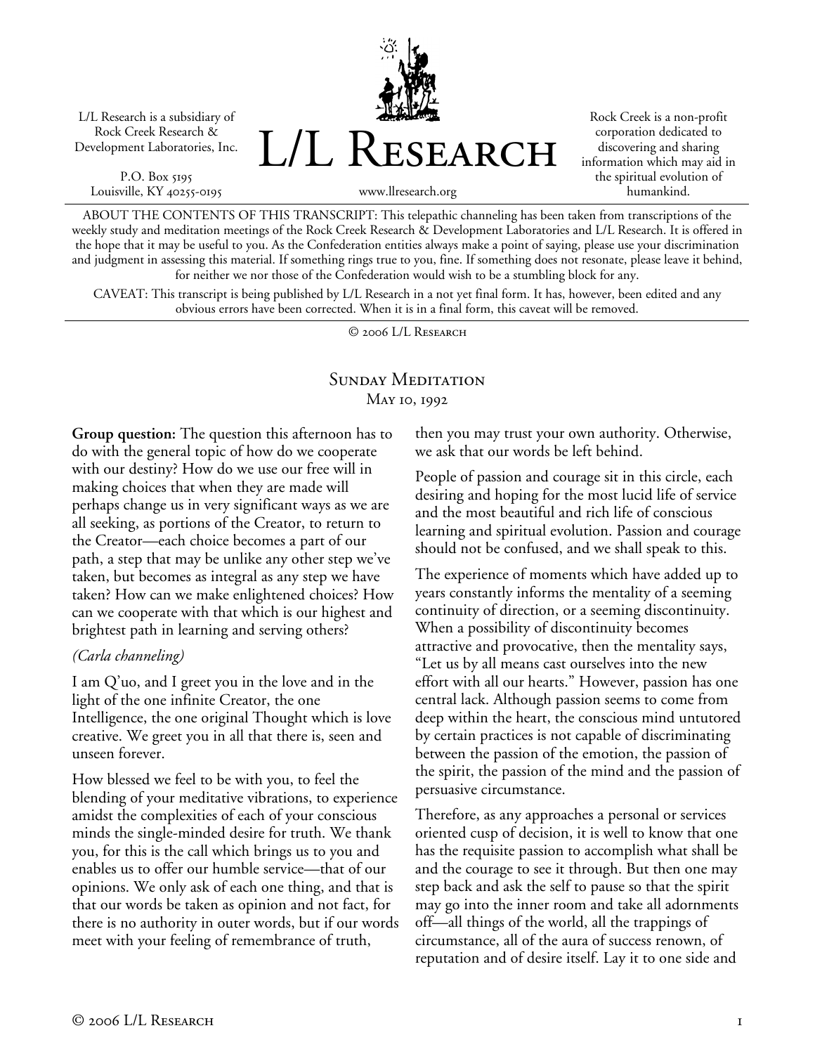L/L Research is a subsidiary of Rock Creek Research & Development Laboratories, Inc.

P.O. Box 5195
Louisville, KY 40255-0195

# L/L Research

www.llresearch.org

Rock Creek is a non-profit corporation dedicated to discovering and sharing information which may aid in the spiritual evolution of humankind.

ABOUT THE CONTENTS OF THIS TRANSCRIPT: This telepathic channeling has been taken from transcriptions of the weekly study and meditation meetings of the Rock Creek Research & Development Laboratories and L/L Research. It is offered in the hope that it may be useful to you. As the Confederation entities always make a point of saying, please use your discrimination and judgment in assessing this material. If something rings true to you, fine. If something does not resonate, please leave it behind, for neither we nor those of the Confederation would wish to be a stumbling block for any.

CAVEAT: This transcript is being published by L/L Research in a not yet final form. It has, however, been edited and any obvious errors have been corrected. When it is in a final form, this caveat will be removed.

© 2006 L/L Research

## Sunday Meditation
### May 10, 1992

**Group question:** The question this afternoon has to do with the general topic of how do we cooperate with our destiny? How do we use our free will in making choices that when they are made will perhaps change us in very significant ways as we are all seeking, as portions of the Creator, to return to the Creator—each choice becomes a part of our path, a step that may be unlike any other step we've taken, but becomes as integral as any step we have taken? How can we make enlightened choices? How can we cooperate with that which is our highest and brightest path in learning and serving others?

*(Carla channeling)*

I am Q'uo, and I greet you in the love and in the light of the one infinite Creator, the one Intelligence, the one original Thought which is love creative. We greet you in all that there is, seen and unseen forever.

How blessed we feel to be with you, to feel the blending of your meditative vibrations, to experience amidst the complexities of each of your conscious minds the single-minded desire for truth. We thank you, for this is the call which brings us to you and enables us to offer our humble service—that of our opinions. We only ask of each one thing, and that is that our words be taken as opinion and not fact, for there is no authority in outer words, but if our words meet with your feeling of remembrance of truth, then you may trust your own authority. Otherwise, we ask that our words be left behind.

People of passion and courage sit in this circle, each desiring and hoping for the most lucid life of service and the most beautiful and rich life of conscious learning and spiritual evolution. Passion and courage should not be confused, and we shall speak to this.

The experience of moments which have added up to years constantly informs the mentality of a seeming continuity of direction, or a seeming discontinuity. When a possibility of discontinuity becomes attractive and provocative, then the mentality says, "Let us by all means cast ourselves into the new effort with all our hearts." However, passion has one central lack. Although passion seems to come from deep within the heart, the conscious mind untutored by certain practices is not capable of discriminating between the passion of the emotion, the passion of the spirit, the passion of the mind and the passion of persuasive circumstance.

Therefore, as any approaches a personal or services oriented cusp of decision, it is well to know that one has the requisite passion to accomplish what shall be and the courage to see it through. But then one may step back and ask the self to pause so that the spirit may go into the inner room and take all adornments off—all things of the world, all the trappings of circumstance, all of the aura of success renown, of reputation and of desire itself. Lay it to one side and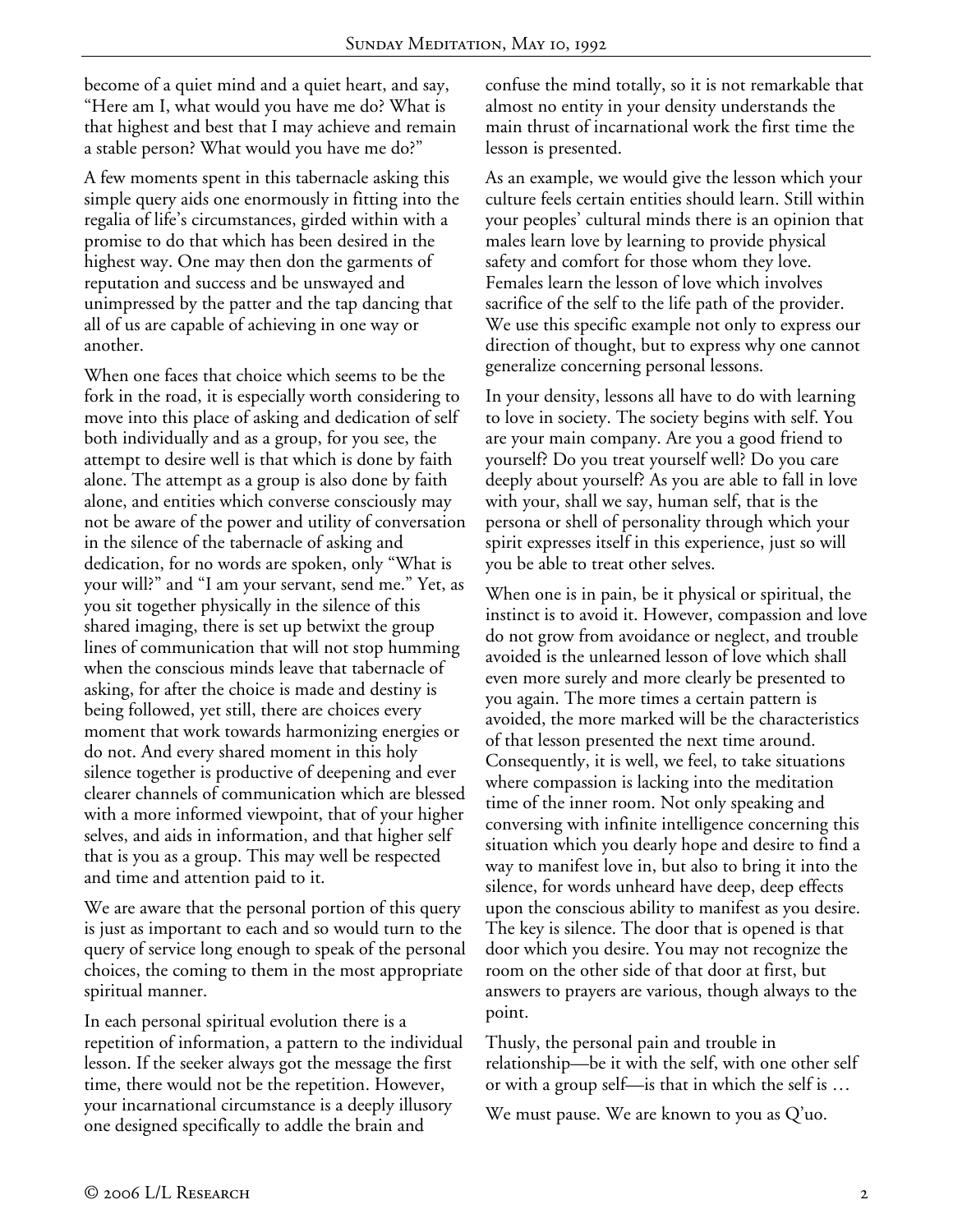become of a quiet mind and a quiet heart, and say, "Here am I, what would you have me do? What is that highest and best that I may achieve and remain a stable person? What would you have me do?"

A few moments spent in this tabernacle asking this simple query aids one enormously in fitting into the regalia of life's circumstances, girded within with a promise to do that which has been desired in the highest way. One may then don the garments of reputation and success and be unswayed and unimpressed by the patter and the tap dancing that all of us are capable of achieving in one way or another.

When one faces that choice which seems to be the fork in the road, it is especially worth considering to move into this place of asking and dedication of self both individually and as a group, for you see, the attempt to desire well is that which is done by faith alone. The attempt as a group is also done by faith alone, and entities which converse consciously may not be aware of the power and utility of conversation in the silence of the tabernacle of asking and dedication, for no words are spoken, only "What is your will?" and "I am your servant, send me." Yet, as you sit together physically in the silence of this shared imaging, there is set up betwixt the group lines of communication that will not stop humming when the conscious minds leave that tabernacle of asking, for after the choice is made and destiny is being followed, yet still, there are choices every moment that work towards harmonizing energies or do not. And every shared moment in this holy silence together is productive of deepening and ever clearer channels of communication which are blessed with a more informed viewpoint, that of your higher selves, and aids in information, and that higher self that is you as a group. This may well be respected and time and attention paid to it.

We are aware that the personal portion of this query is just as important to each and so would turn to the query of service long enough to speak of the personal choices, the coming to them in the most appropriate spiritual manner.

In each personal spiritual evolution there is a repetition of information, a pattern to the individual lesson. If the seeker always got the message the first time, there would not be the repetition. However, your incarnational circumstance is a deeply illusory one designed specifically to addle the brain and confuse the mind totally, so it is not remarkable that almost no entity in your density understands the main thrust of incarnational work the first time the lesson is presented.

As an example, we would give the lesson which your culture feels certain entities should learn. Still within your peoples' cultural minds there is an opinion that males learn love by learning to provide physical safety and comfort for those whom they love. Females learn the lesson of love which involves sacrifice of the self to the life path of the provider. We use this specific example not only to express our direction of thought, but to express why one cannot generalize concerning personal lessons.

In your density, lessons all have to do with learning to love in society. The society begins with self. You are your main company. Are you a good friend to yourself? Do you treat yourself well? Do you care deeply about yourself? As you are able to fall in love with your, shall we say, human self, that is the persona or shell of personality through which your spirit expresses itself in this experience, just so will you be able to treat other selves.

When one is in pain, be it physical or spiritual, the instinct is to avoid it. However, compassion and love do not grow from avoidance or neglect, and trouble avoided is the unlearned lesson of love which shall even more surely and more clearly be presented to you again. The more times a certain pattern is avoided, the more marked will be the characteristics of that lesson presented the next time around. Consequently, it is well, we feel, to take situations where compassion is lacking into the meditation time of the inner room. Not only speaking and conversing with infinite intelligence concerning this situation which you dearly hope and desire to find a way to manifest love in, but also to bring it into the silence, for words unheard have deep, deep effects upon the conscious ability to manifest as you desire. The key is silence. The door that is opened is that door which you desire. You may not recognize the room on the other side of that door at first, but answers to prayers are various, though always to the point.

Thusly, the personal pain and trouble in relationship—be it with the self, with one other self or with a group self—is that in which the self is …

We must pause. We are known to you as Q'uo.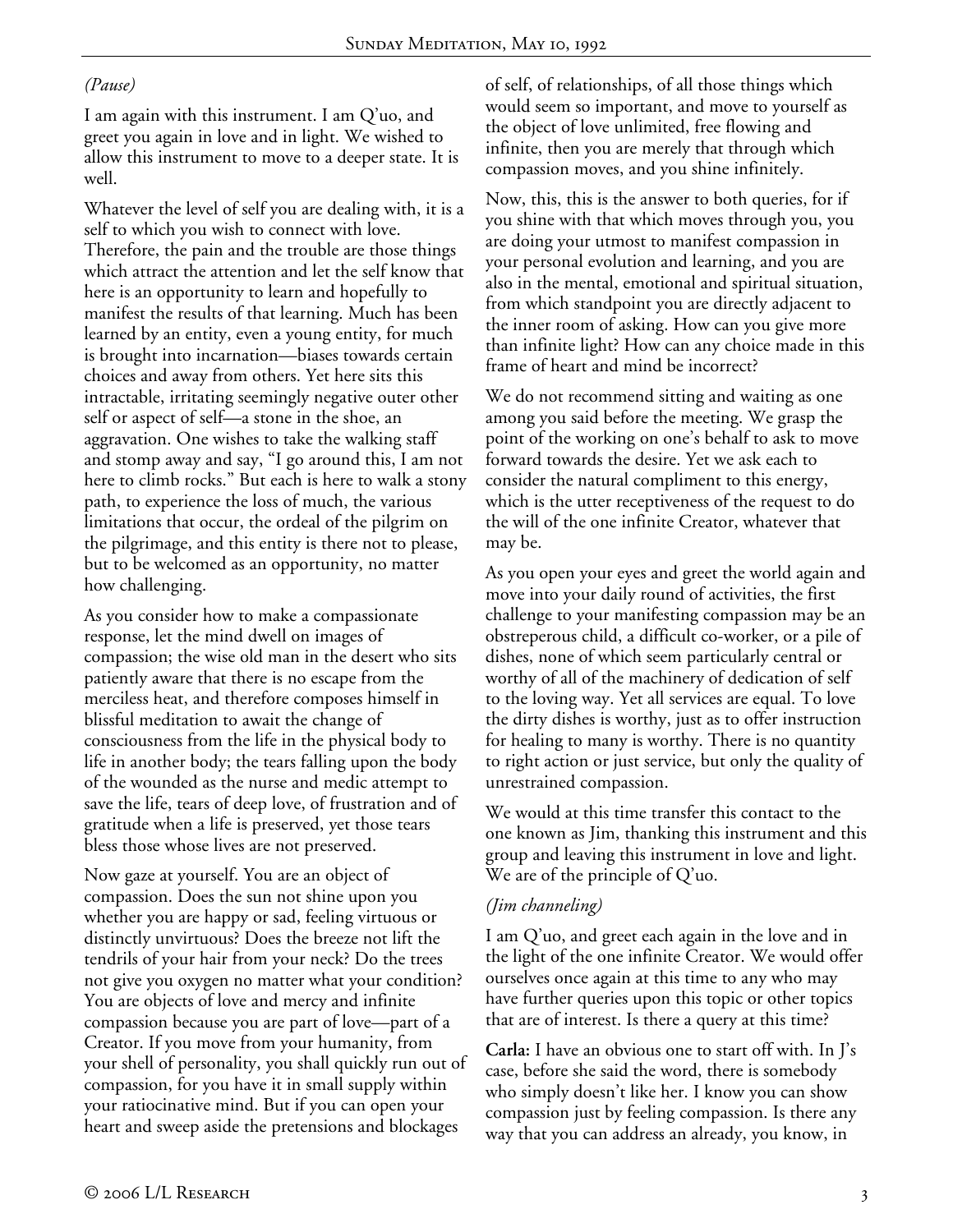*(Pause)*

I am again with this instrument. I am Q'uo, and greet you again in love and in light. We wished to allow this instrument to move to a deeper state. It is well.

Whatever the level of self you are dealing with, it is a self to which you wish to connect with love. Therefore, the pain and the trouble are those things which attract the attention and let the self know that here is an opportunity to learn and hopefully to manifest the results of that learning. Much has been learned by an entity, even a young entity, for much is brought into incarnation—biases towards certain choices and away from others. Yet here sits this intractable, irritating seemingly negative outer other self or aspect of self—a stone in the shoe, an aggravation. One wishes to take the walking staff and stomp away and say, "I go around this, I am not here to climb rocks." But each is here to walk a stony path, to experience the loss of much, the various limitations that occur, the ordeal of the pilgrim on the pilgrimage, and this entity is there not to please, but to be welcomed as an opportunity, no matter how challenging.

As you consider how to make a compassionate response, let the mind dwell on images of compassion; the wise old man in the desert who sits patiently aware that there is no escape from the merciless heat, and therefore composes himself in blissful meditation to await the change of consciousness from the life in the physical body to life in another body; the tears falling upon the body of the wounded as the nurse and medic attempt to save the life, tears of deep love, of frustration and of gratitude when a life is preserved, yet those tears bless those whose lives are not preserved.

Now gaze at yourself. You are an object of compassion. Does the sun not shine upon you whether you are happy or sad, feeling virtuous or distinctly unvirtuous? Does the breeze not lift the tendrils of your hair from your neck? Do the trees not give you oxygen no matter what your condition? You are objects of love and mercy and infinite compassion because you are part of love—part of a Creator. If you move from your humanity, from your shell of personality, you shall quickly run out of compassion, for you have it in small supply within your ratiocinative mind. But if you can open your heart and sweep aside the pretensions and blockages of self, of relationships, of all those things which would seem so important, and move to yourself as the object of love unlimited, free flowing and infinite, then you are merely that through which compassion moves, and you shine infinitely.

Now, this, this is the answer to both queries, for if you shine with that which moves through you, you are doing your utmost to manifest compassion in your personal evolution and learning, and you are also in the mental, emotional and spiritual situation, from which standpoint you are directly adjacent to the inner room of asking. How can you give more than infinite light? How can any choice made in this frame of heart and mind be incorrect?

We do not recommend sitting and waiting as one among you said before the meeting. We grasp the point of the working on one's behalf to ask to move forward towards the desire. Yet we ask each to consider the natural compliment to this energy, which is the utter receptiveness of the request to do the will of the one infinite Creator, whatever that may be.

As you open your eyes and greet the world again and move into your daily round of activities, the first challenge to your manifesting compassion may be an obstreperous child, a difficult co-worker, or a pile of dishes, none of which seem particularly central or worthy of all of the machinery of dedication of self to the loving way. Yet all services are equal. To love the dirty dishes is worthy, just as to offer instruction for healing to many is worthy. There is no quantity to right action or just service, but only the quality of unrestrained compassion.

We would at this time transfer this contact to the one known as Jim, thanking this instrument and this group and leaving this instrument in love and light. We are of the principle of Q'uo.

*(Jim channeling)*

I am Q'uo, and greet each again in the love and in the light of the one infinite Creator. We would offer ourselves once again at this time to any who may have further queries upon this topic or other topics that are of interest. Is there a query at this time?

**Carla:** I have an obvious one to start off with. In J's case, before she said the word, there is somebody who simply doesn't like her. I know you can show compassion just by feeling compassion. Is there any way that you can address an already, you know, in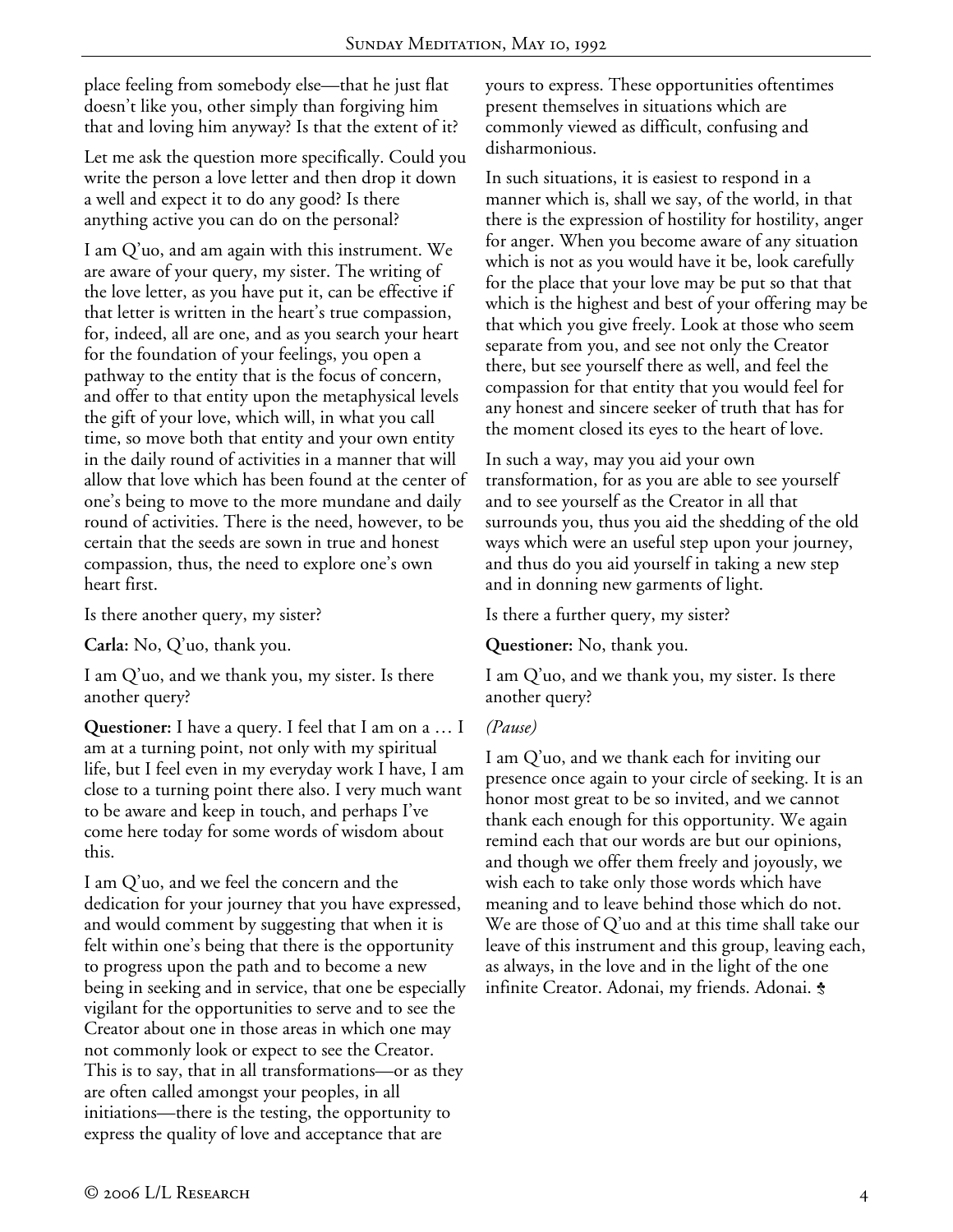place feeling from somebody else—that he just flat doesn't like you, other simply than forgiving him that and loving him anyway? Is that the extent of it?

Let me ask the question more specifically. Could you write the person a love letter and then drop it down a well and expect it to do any good? Is there anything active you can do on the personal?

I am Q'uo, and am again with this instrument. We are aware of your query, my sister. The writing of the love letter, as you have put it, can be effective if that letter is written in the heart's true compassion, for, indeed, all are one, and as you search your heart for the foundation of your feelings, you open a pathway to the entity that is the focus of concern, and offer to that entity upon the metaphysical levels the gift of your love, which will, in what you call time, so move both that entity and your own entity in the daily round of activities in a manner that will allow that love which has been found at the center of one's being to move to the more mundane and daily round of activities. There is the need, however, to be certain that the seeds are sown in true and honest compassion, thus, the need to explore one's own heart first.

Is there another query, my sister?

**Carla:** No, Q'uo, thank you.

I am Q'uo, and we thank you, my sister. Is there another query?

**Questioner:** I have a query. I feel that I am on a … I am at a turning point, not only with my spiritual life, but I feel even in my everyday work I have, I am close to a turning point there also. I very much want to be aware and keep in touch, and perhaps I've come here today for some words of wisdom about this.

I am Q'uo, and we feel the concern and the dedication for your journey that you have expressed, and would comment by suggesting that when it is felt within one's being that there is the opportunity to progress upon the path and to become a new being in seeking and in service, that one be especially vigilant for the opportunities to serve and to see the Creator about one in those areas in which one may not commonly look or expect to see the Creator. This is to say, that in all transformations—or as they are often called amongst your peoples, in all initiations—there is the testing, the opportunity to express the quality of love and acceptance that are yours to express. These opportunities oftentimes present themselves in situations which are commonly viewed as difficult, confusing and disharmonious.

In such situations, it is easiest to respond in a manner which is, shall we say, of the world, in that there is the expression of hostility for hostility, anger for anger. When you become aware of any situation which is not as you would have it be, look carefully for the place that your love may be put so that that which is the highest and best of your offering may be that which you give freely. Look at those who seem separate from you, and see not only the Creator there, but see yourself there as well, and feel the compassion for that entity that you would feel for any honest and sincere seeker of truth that has for the moment closed its eyes to the heart of love.

In such a way, may you aid your own transformation, for as you are able to see yourself and to see yourself as the Creator in all that surrounds you, thus you aid the shedding of the old ways which were an useful step upon your journey, and thus do you aid yourself in taking a new step and in donning new garments of light.

Is there a further query, my sister?

**Questioner:** No, thank you.

I am Q'uo, and we thank you, my sister. Is there another query?

*(Pause)*

I am Q'uo, and we thank each for inviting our presence once again to your circle of seeking. It is an honor most great to be so invited, and we cannot thank each enough for this opportunity. We again remind each that our words are but our opinions, and though we offer them freely and joyously, we wish each to take only those words which have meaning and to leave behind those which do not. We are those of Q'uo and at this time shall take our leave of this instrument and this group, leaving each, as always, in the love and in the light of the one infinite Creator. Adonai, my friends. Adonai. ♣